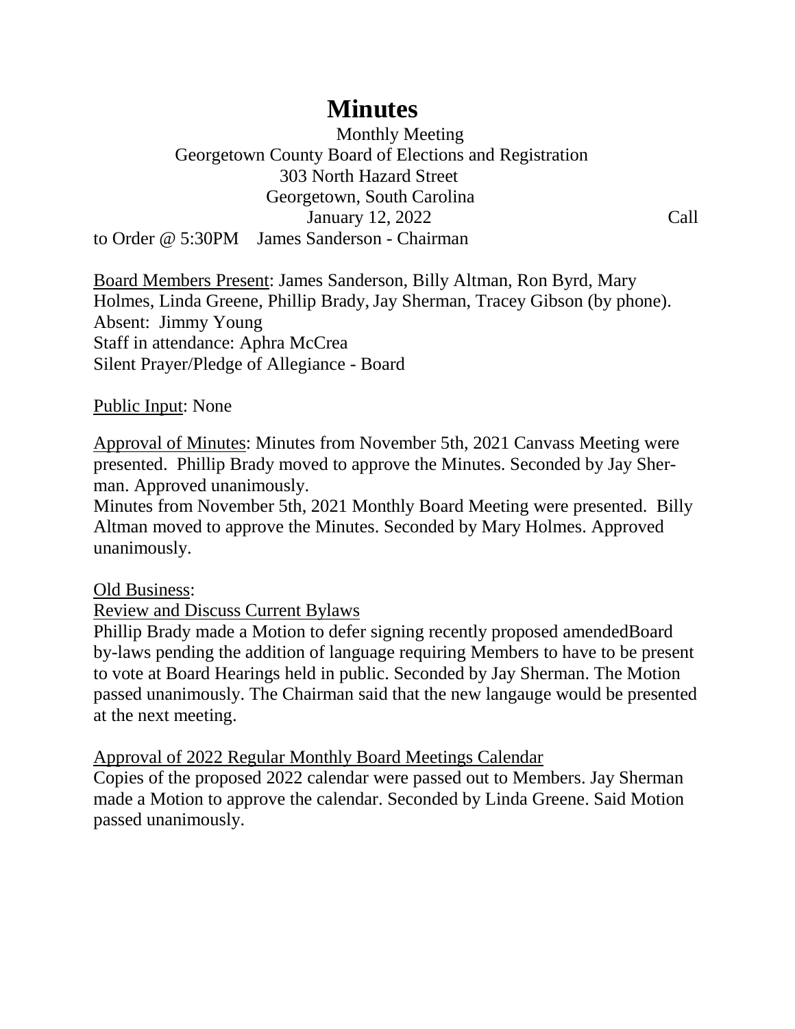# Minutes

Monthly Meeting
Georgetown County Board of Elections and Registration
303 North Hazard Street
Georgetown, South Carolina
January 12, 2022

Call to Order @ 5:30PM James Sanderson - Chairman

Board Members Present: James Sanderson, Billy Altman, Ron Byrd, Mary Holmes, Linda Greene, Phillip Brady, Jay Sherman, Tracey Gibson (by phone).
Absent: Jimmy Young
Staff in attendance: Aphra McCrea
Silent Prayer/Pledge of Allegiance - Board

Public Input: None

Approval of Minutes: Minutes from November 5th, 2021 Canvass Meeting were presented. Phillip Brady moved to approve the Minutes. Seconded by Jay Sherman. Approved unanimously.
Minutes from November 5th, 2021 Monthly Board Meeting were presented. Billy Altman moved to approve the Minutes. Seconded by Mary Holmes. Approved unanimously.

Old Business:

Review and Discuss Current Bylaws

Phillip Brady made a Motion to defer signing recently proposed amendedBoard by-laws pending the addition of language requiring Members to have to be present to vote at Board Hearings held in public. Seconded by Jay Sherman. The Motion passed unanimously. The Chairman said that the new langauge would be presented at the next meeting.

Approval of 2022 Regular Monthly Board Meetings Calendar

Copies of the proposed 2022 calendar were passed out to Members. Jay Sherman made a Motion to approve the calendar. Seconded by Linda Greene. Said Motion passed unanimously.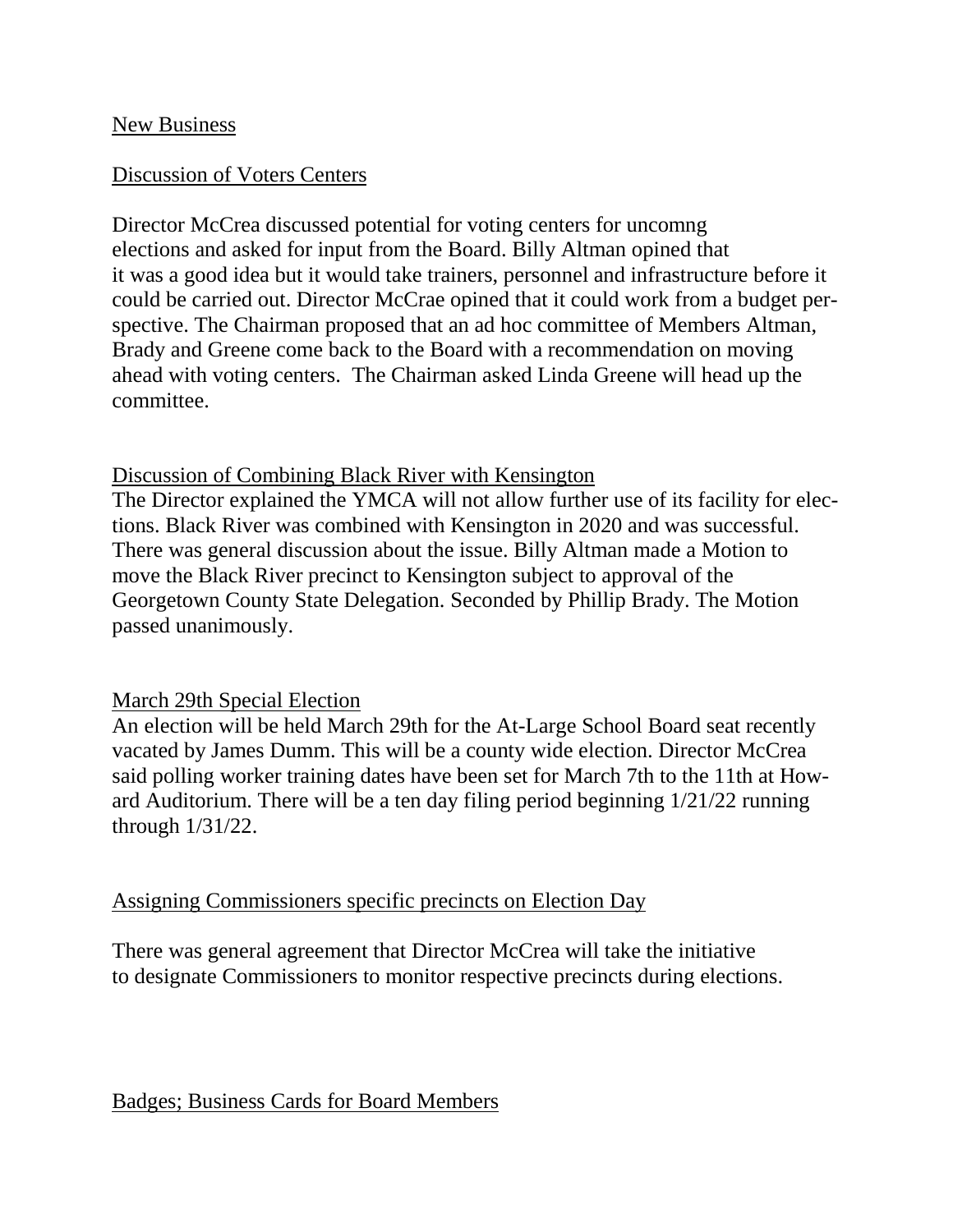New Business

Discussion of Voters Centers

Director McCrea discussed potential for voting centers for uncomng elections and asked for input from the Board. Billy Altman opined that it was a good idea but it would take trainers, personnel and infrastructure before it could be carried out. Director McCrae opined that it could work from a budget perspective. The Chairman proposed that an ad hoc committee of Members Altman, Brady and Greene come back to the Board with a recommendation on moving ahead with voting centers. The Chairman asked Linda Greene will head up the committee.

Discussion of Combining Black River with Kensington

The Director explained the YMCA will not allow further use of its facility for elections. Black River was combined with Kensington in 2020 and was successful. There was general discussion about the issue. Billy Altman made a Motion to move the Black River precinct to Kensington subject to approval of the Georgetown County State Delegation. Seconded by Phillip Brady. The Motion passed unanimously.

March 29th Special Election

An election will be held March 29th for the At-Large School Board seat recently vacated by James Dumm. This will be a county wide election. Director McCrea said polling worker training dates have been set for March 7th to the 11th at Howard Auditorium. There will be a ten day filing period beginning 1/21/22 running through 1/31/22.

Assigning Commissioners specific precincts on Election Day

There was general agreement that Director McCrea will take the initiative to designate Commissioners to monitor respective precincts during elections.

Badges; Business Cards for Board Members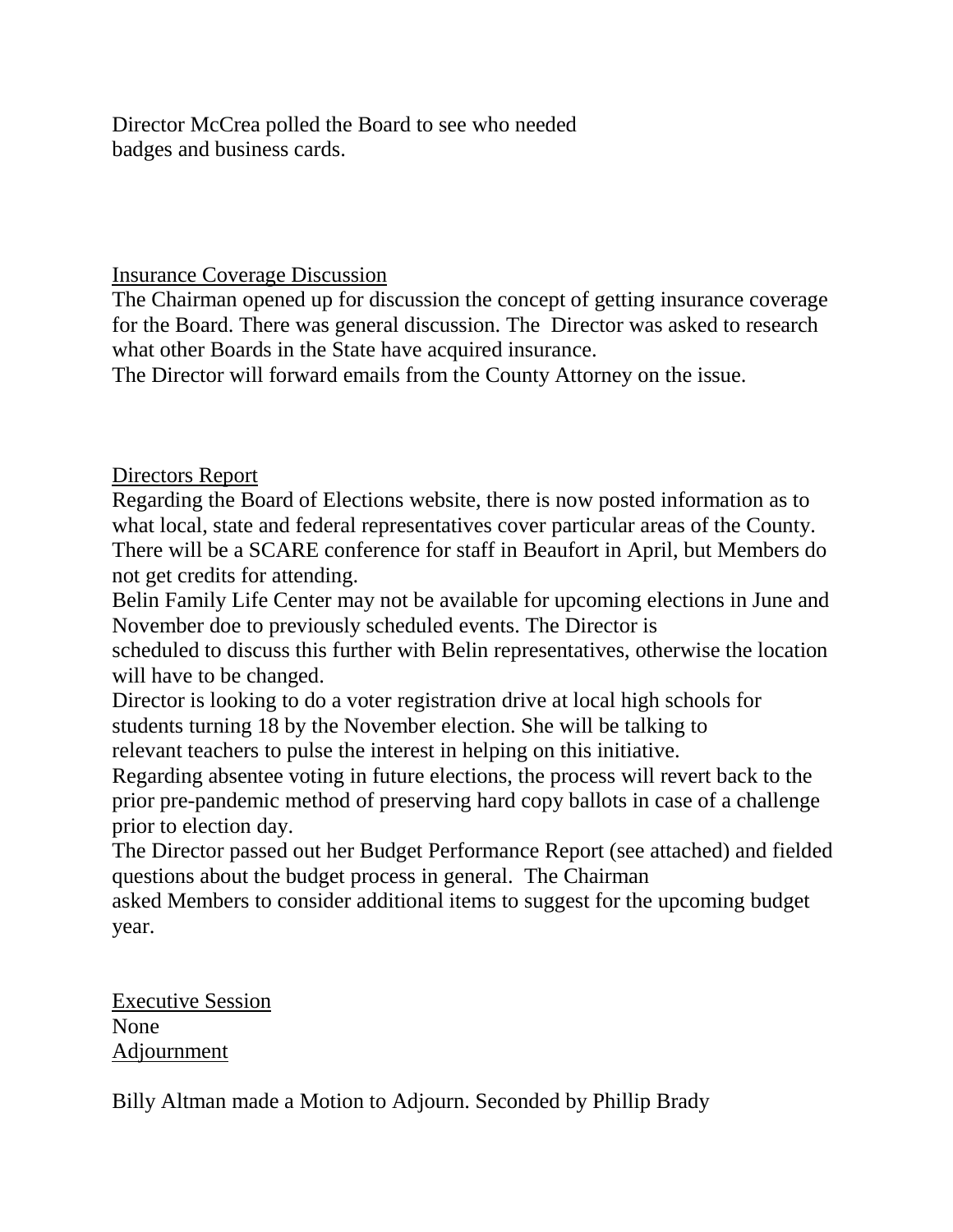Director McCrea polled the Board to see who needed badges and business cards.

<u>Insurance Coverage Discussion</u>

The Chairman opened up for discussion the concept of getting insurance coverage for the Board. There was general discussion. The Director was asked to research what other Boards in the State have acquired insurance.

The Director will forward emails from the County Attorney on the issue.

<u>Directors Report</u>

Regarding the Board of Elections website, there is now posted information as to what local, state and federal representatives cover particular areas of the County.

There will be a SCARE conference for staff in Beaufort in April, but Members do not get credits for attending.

Belin Family Life Center may not be available for upcoming elections in June and November doe to previously scheduled events. The Director is scheduled to discuss this further with Belin representatives, otherwise the location will have to be changed.

Director is looking to do a voter registration drive at local high schools for students turning 18 by the November election. She will be talking to relevant teachers to pulse the interest in helping on this initiative.

Regarding absentee voting in future elections, the process will revert back to the prior pre-pandemic method of preserving hard copy ballots in case of a challenge prior to election day.

The Director passed out her Budget Performance Report (see attached) and fielded questions about the budget process in general. The Chairman asked Members to consider additional items to suggest for the upcoming budget year.

<u>Executive Session</u>

None

<u>Adjournment</u>

Billy Altman made a Motion to Adjourn. Seconded by Phillip Brady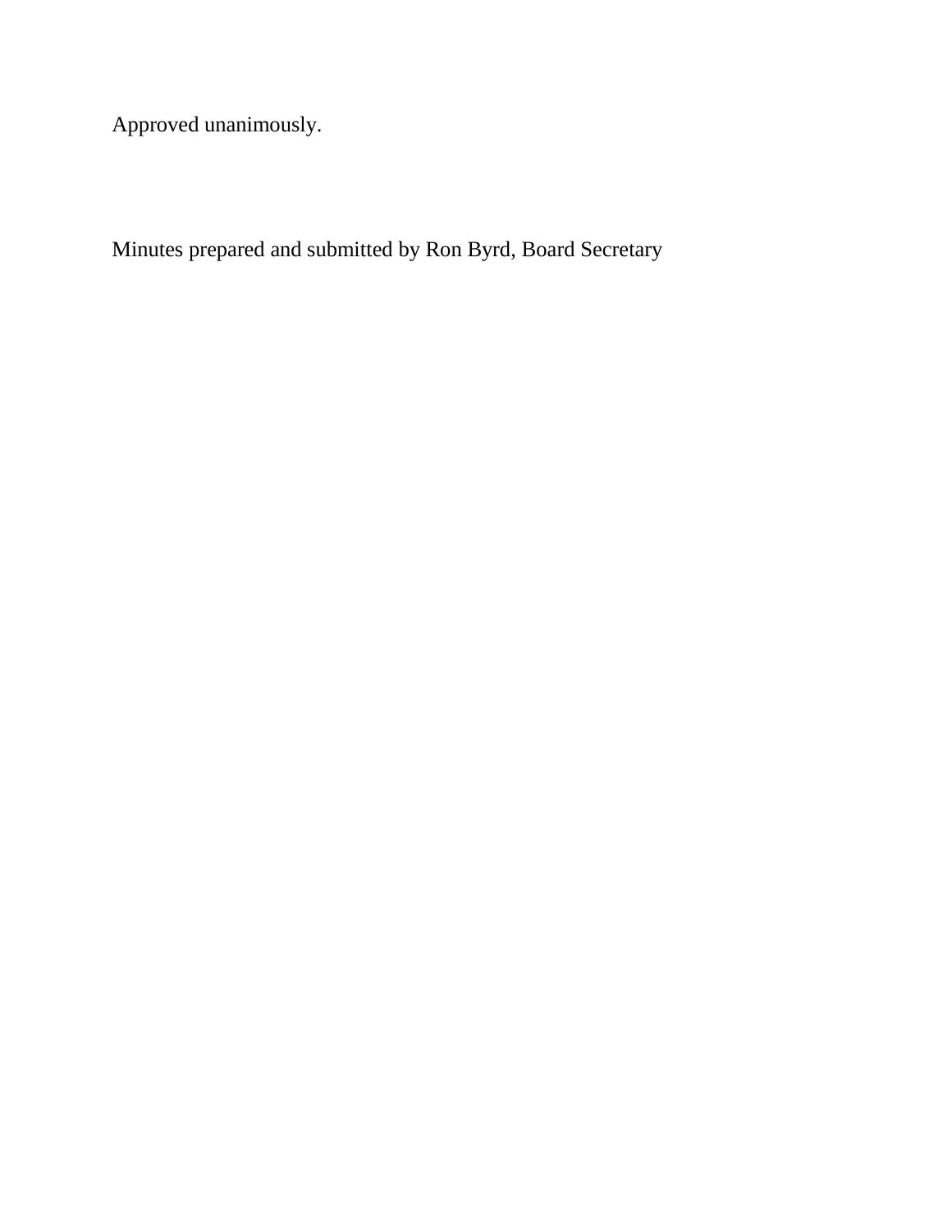Approved unanimously.

Minutes prepared and submitted by Ron Byrd, Board Secretary